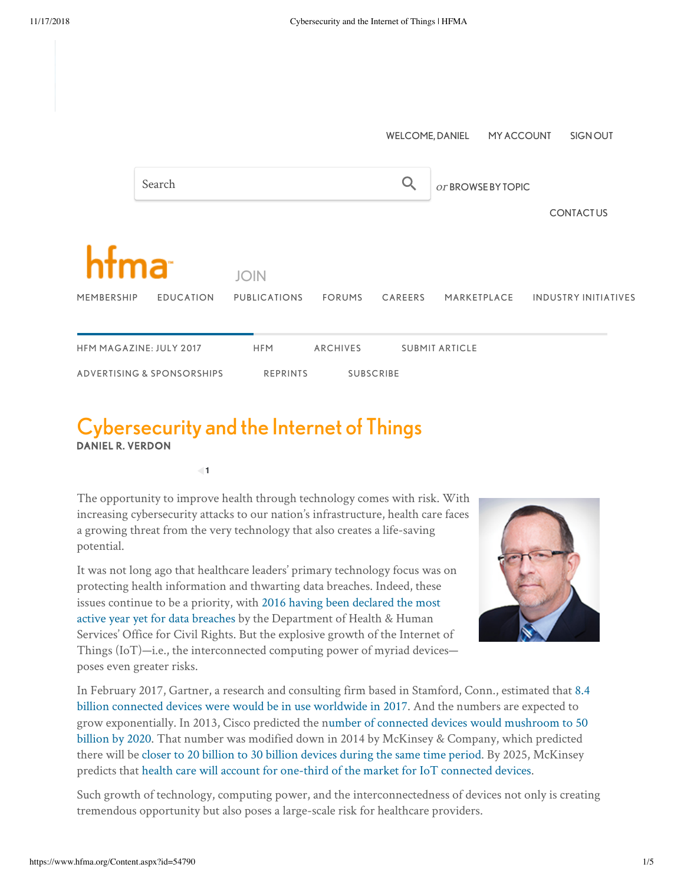# Cybersecurity and the Internet of Things

**DANIEL R. VERDON**

The opportunity to improve health through technology comes with risk. With increasing cybersecurity attacks to our nation's infrastructure, health care faces a growing threat from the very technology that also creates a life-saving potential.

It was not long ago that healthcare leaders' primary technology focus was on protecting health information and thwarting data breaches. Indeed, these issues continue to be a priority, with 2016 having been declared the most active year yet for data breaches by the Department of Health & Human Services' Office for Civil Rights. But the explosive growth of the Internet of Things (IoT)—i.e., the interconnected computing power of myriad devices—poses even greater risks.

In February 2017, Gartner, a research and consulting firm based in Stamford, Conn., estimated that 8.4 billion connected devices were would be in use worldwide in 2017. And the numbers are expected to grow exponentially. In 2013, Cisco predicted the number of connected devices would mushroom to 50 billion by 2020. That number was modified down in 2014 by McKinsey & Company, which predicted there will be closer to 20 billion to 30 billion devices during the same time period. By 2025, McKinsey predicts that health care will account for one-third of the market for IoT connected devices.

Such growth of technology, computing power, and the interconnectedness of devices not only is creating tremendous opportunity but also poses a large-scale risk for healthcare providers.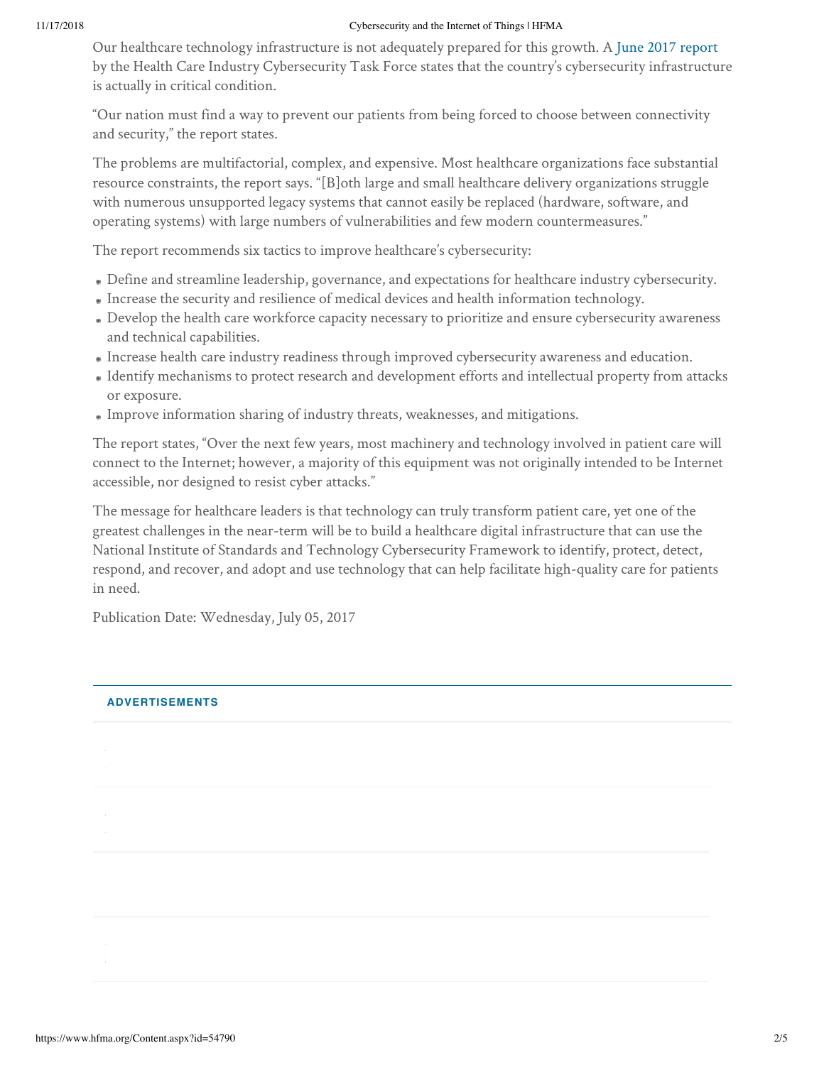Our healthcare technology infrastructure is not adequately prepared for this growth. A June 2017 report by the Health Care Industry Cybersecurity Task Force states that the country's cybersecurity infrastructure is actually in critical condition.

"Our nation must find a way to prevent our patients from being forced to choose between connectivity and security," the report states.

The problems are multifactorial, complex, and expensive. Most healthcare organizations face substantial resource constraints, the report says. "[B]oth large and small healthcare delivery organizations struggle with numerous unsupported legacy systems that cannot easily be replaced (hardware, software, and operating systems) with large numbers of vulnerabilities and few modern countermeasures."

The report recommends six tactics to improve healthcare's cybersecurity:

- Define and streamline leadership, governance, and expectations for healthcare industry cybersecurity.
- Increase the security and resilience of medical devices and health information technology.
- Develop the health care workforce capacity necessary to prioritize and ensure cybersecurity awareness and technical capabilities.
- Increase health care industry readiness through improved cybersecurity awareness and education.
- Identify mechanisms to protect research and development efforts and intellectual property from attacks or exposure.
- Improve information sharing of industry threats, weaknesses, and mitigations.

The report states, "Over the next few years, most machinery and technology involved in patient care will connect to the Internet; however, a majority of this equipment was not originally intended to be Internet accessible, nor designed to resist cyber attacks."

The message for healthcare leaders is that technology can truly transform patient care, yet one of the greatest challenges in the near-term will be to build a healthcare digital infrastructure that can use the National Institute of Standards and Technology Cybersecurity Framework to identify, protect, detect, respond, and recover, and adopt and use technology that can help facilitate high-quality care for patients in need.

Publication Date: Wednesday, July 05, 2017

**ADVERTISEMENTS**